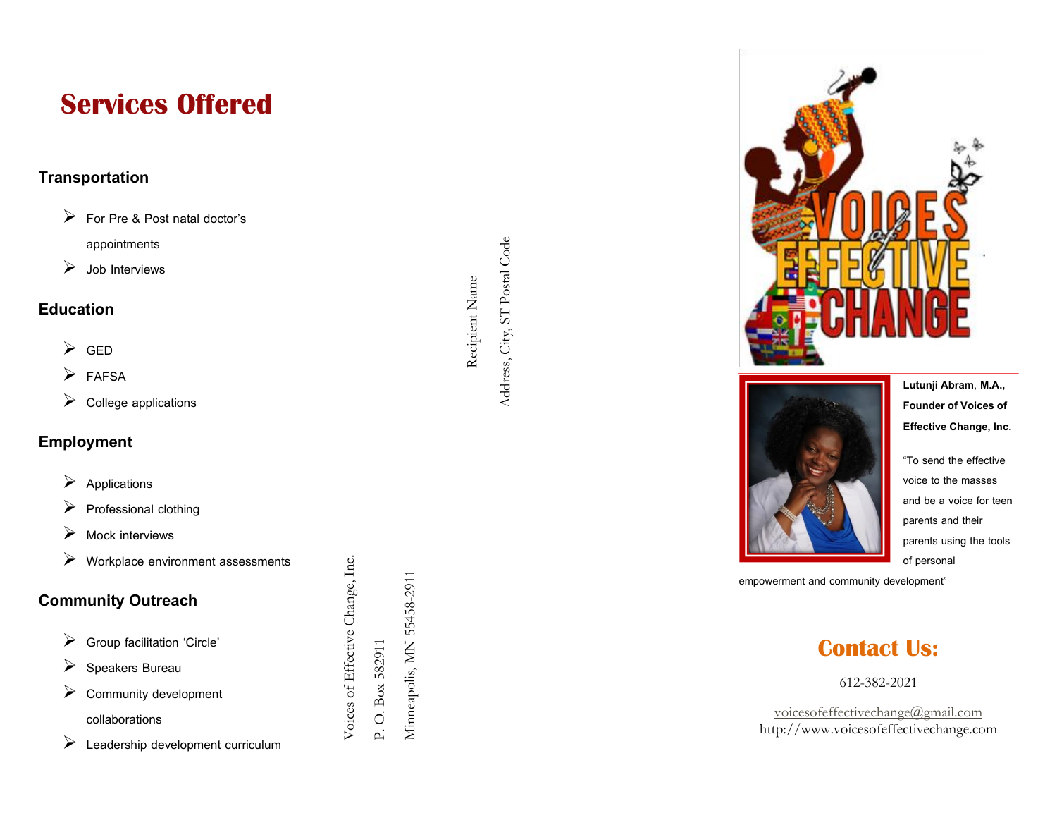# Services Offered

### Transportation

- For Pre & Post natal doctor's appointments
- Job Interviews

### Education

- GED
- FAFSA
- College applications

### Employment

- Applications
- Professional clothing
- Mock interviews
- Workplace environment assessments

### Community Outreach

- Group facilitation 'Circle'
- Speakers Bureau
- Community development collaborations
- Leadership development curriculum

Voices of Effective Change, Inc.
P. O. Box 582911
Minneapolis, MN 55458-2911

Recipient Name
Address, City, ST Postal Code

VOICES of EFFECTIVE CHANGE

**Lutunji Abram, M.A., Founder of Voices of Effective Change, Inc.**

"To send the effective voice to the masses and be a voice for teen parents and their parents using the tools of personal empowerment and community development"

## Contact Us:

612-382-2021

voicesofeffectivechange@gmail.com
http://www.voicesofeffectivechange.com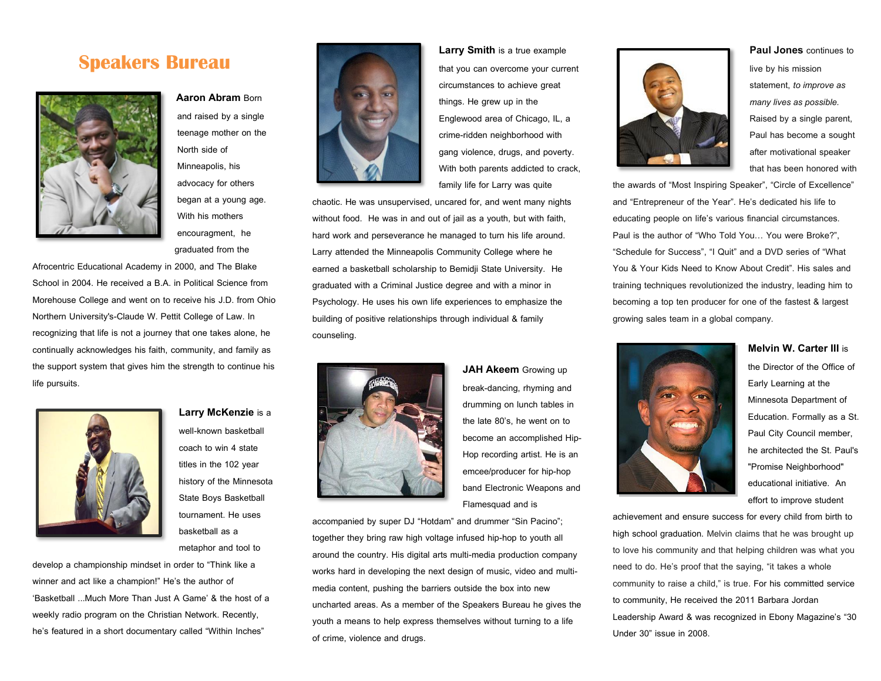# Speakers Bureau

**Aaron Abram** Born and raised by a single teenage mother on the North side of Minneapolis, his advocacy for others began at a young age. With his mothers encouragment, he graduated from the Afrocentric Educational Academy in 2000, and The Blake School in 2004. He received a B.A. in Political Science from Morehouse College and went on to receive his J.D. from Ohio Northern University's-Claude W. Pettit College of Law. In recognizing that life is not a journey that one takes alone, he continually acknowledges his faith, community, and family as the support system that gives him the strength to continue his life pursuits.

**Larry McKenzie** is a well-known basketball coach to win 4 state titles in the 102 year history of the Minnesota State Boys Basketball tournament. He uses basketball as a metaphor and tool to develop a championship mindset in order to "Think like a winner and act like a champion!" He's the author of 'Basketball ...Much More Than Just A Game' & the host of a weekly radio program on the Christian Network. Recently, he's featured in a short documentary called "Within Inches"

**Larry Smith** is a true example that you can overcome your current circumstances to achieve great things. He grew up in the Englewood area of Chicago, IL, a crime-ridden neighborhood with gang violence, drugs, and poverty. With both parents addicted to crack, family life for Larry was quite chaotic. He was unsupervised, uncared for, and went many nights without food. He was in and out of jail as a youth, but with faith, hard work and perseverance he managed to turn his life around. Larry attended the Minneapolis Community College where he earned a basketball scholarship to Bemidji State University. He graduated with a Criminal Justice degree and with a minor in Psychology. He uses his own life experiences to emphasize the building of positive relationships through individual & family counseling.

**JAH Akeem** Growing up break-dancing, rhyming and drumming on lunch tables in the late 80's, he went on to become an accomplished Hip-Hop recording artist. He is an emcee/producer for hip-hop band Electronic Weapons and Flamesquad and is accompanied by super DJ "Hotdam" and drummer "Sin Pacino"; together they bring raw high voltage infused hip-hop to youth all around the country. His digital arts multi-media production company works hard in developing the next design of music, video and multi-media content, pushing the barriers outside the box into new uncharted areas. As a member of the Speakers Bureau he gives the youth a means to help express themselves without turning to a life of crime, violence and drugs.

**Paul Jones** continues to live by his mission statement, *to improve as many lives as possible.* Raised by a single parent, Paul has become a sought after motivational speaker that has been honored with the awards of "Most Inspiring Speaker", "Circle of Excellence" and "Entrepreneur of the Year". He's dedicated his life to educating people on life's various financial circumstances. Paul is the author of "Who Told You… You were Broke?", "Schedule for Success", "I Quit" and a DVD series of "What You & Your Kids Need to Know About Credit". His sales and training techniques revolutionized the industry, leading him to becoming a top ten producer for one of the fastest & largest growing sales team in a global company.

**Melvin W. Carter III** is the Director of the Office of Early Learning at the Minnesota Department of Education. Formally as a St. Paul City Council member, he architected the St. Paul's "Promise Neighborhood" educational initiative. An effort to improve student achievement and ensure success for every child from birth to high school graduation. Melvin claims that he was brought up to love his community and that helping children was what you need to do. He's proof that the saying, "it takes a whole community to raise a child," is true. For his committed service to community, He received the 2011 Barbara Jordan Leadership Award & was recognized in Ebony Magazine's "30 Under 30" issue in 2008.